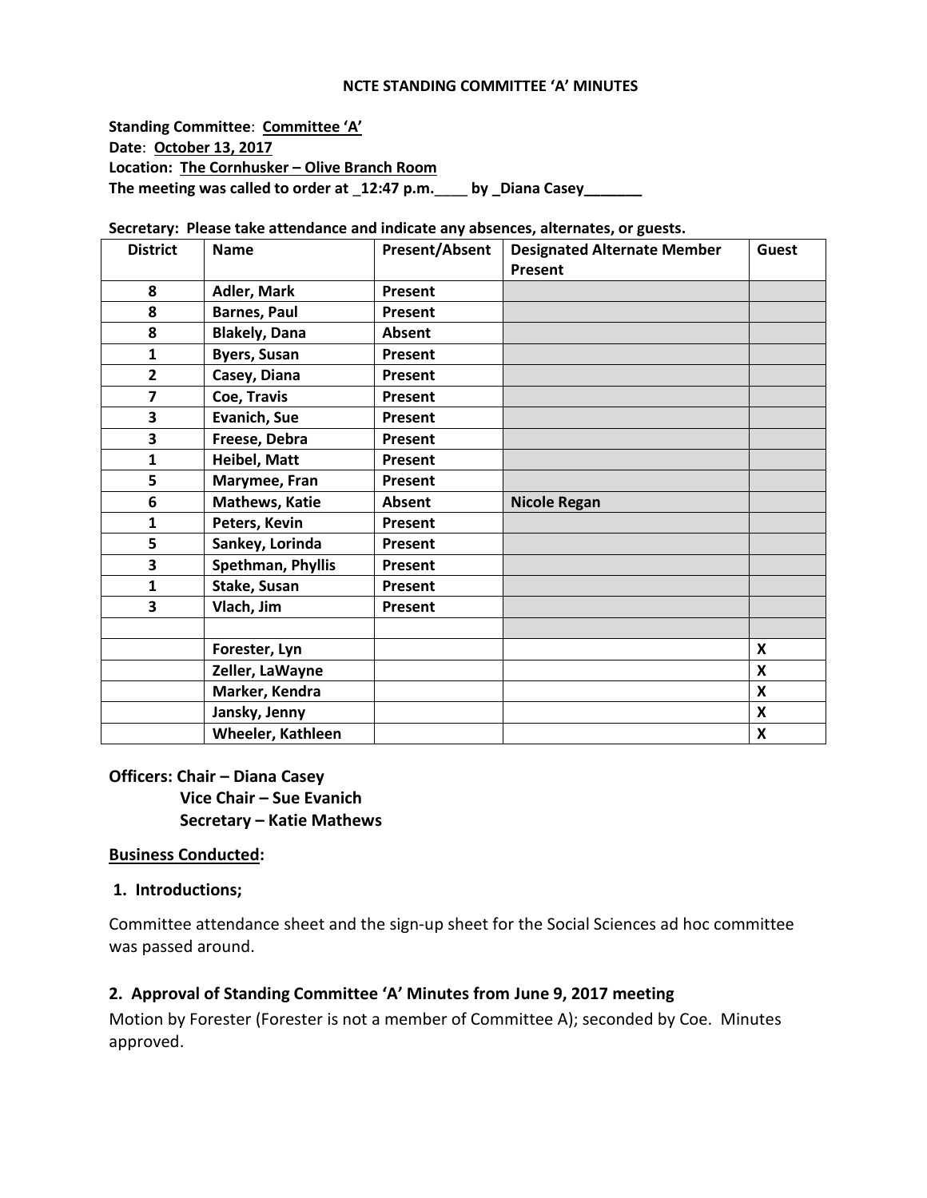# NCTE STANDING COMMITTEE 'A' MINUTES

**Standing Committee**: **Committee 'A'**
**Date**: **October 13, 2017**
**Location: The Cornhusker – Olive Branch Room**
**The meeting was called to order at _12:47 p.m.____ by _Diana Casey_______**

**Secretary: Please take attendance and indicate any absences, alternates, or guests.**

| District | Name | Present/Absent | Designated Alternate Member Present | Guest |
|---|---|---|---|---|
| 8 | Adler, Mark | Present | | |
| 8 | Barnes, Paul | Present | | |
| 8 | Blakely, Dana | Absent | | |
| 1 | Byers, Susan | Present | | |
| 2 | Casey, Diana | Present | | |
| 7 | Coe, Travis | Present | | |
| 3 | Evanich, Sue | Present | | |
| 3 | Freese, Debra | Present | | |
| 1 | Heibel, Matt | Present | | |
| 5 | Marymee, Fran | Present | | |
| 6 | Mathews, Katie | Absent | Nicole Regan | |
| 1 | Peters, Kevin | Present | | |
| 5 | Sankey, Lorinda | Present | | |
| 3 | Spethman, Phyllis | Present | | |
| 1 | Stake, Susan | Present | | |
| 3 | Vlach, Jim | Present | | |
| | | | | |
| | Forester, Lyn | | | X |
| | Zeller, LaWayne | | | X |
| | Marker, Kendra | | | X |
| | Jansky, Jenny | | | X |
| | Wheeler, Kathleen | | | X |

**Officers: Chair – Diana Casey**
**Vice Chair – Sue Evanich**
**Secretary – Katie Mathews**

**Business Conducted:**

**1. Introductions;**

Committee attendance sheet and the sign-up sheet for the Social Sciences ad hoc committee was passed around.

## 2. Approval of Standing Committee 'A' Minutes from June 9, 2017 meeting

Motion by Forester (Forester is not a member of Committee A); seconded by Coe. Minutes approved.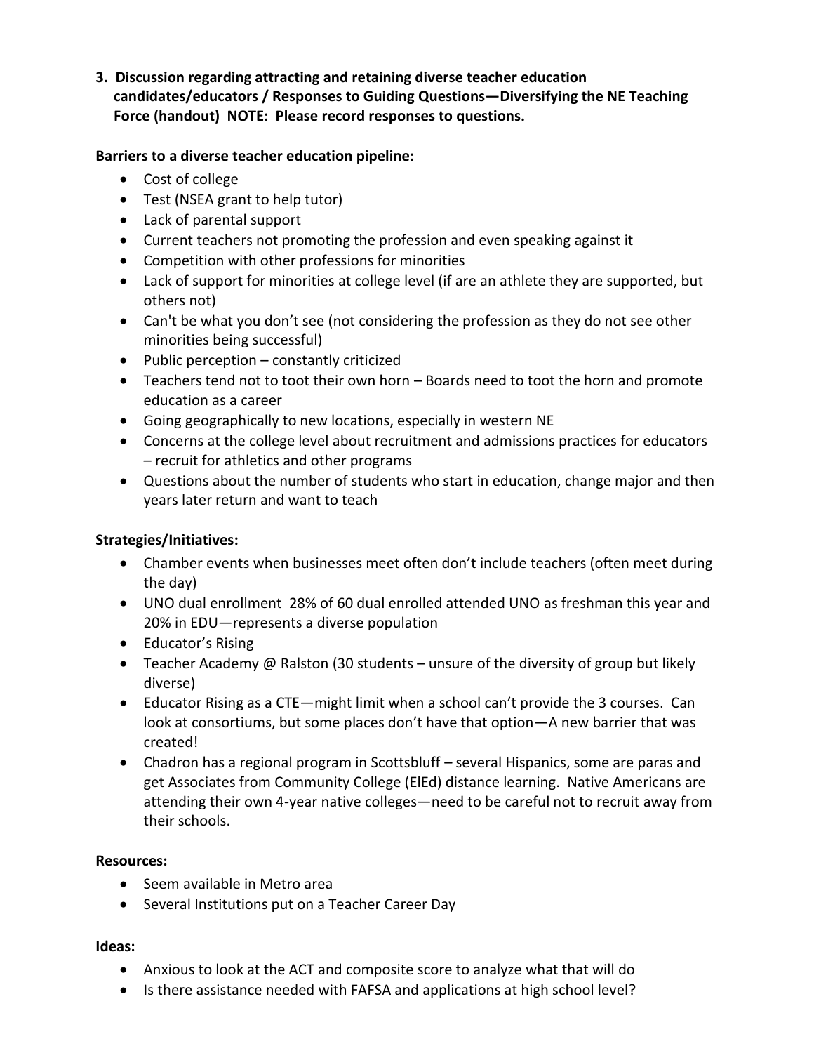**3. Discussion regarding attracting and retaining diverse teacher education candidates/educators / Responses to Guiding Questions—Diversifying the NE Teaching Force (handout) NOTE: Please record responses to questions.**

**Barriers to a diverse teacher education pipeline:**

- Cost of college
- Test (NSEA grant to help tutor)
- Lack of parental support
- Current teachers not promoting the profession and even speaking against it
- Competition with other professions for minorities
- Lack of support for minorities at college level (if are an athlete they are supported, but others not)
- Can't be what you don't see (not considering the profession as they do not see other minorities being successful)
- Public perception – constantly criticized
- Teachers tend not to toot their own horn – Boards need to toot the horn and promote education as a career
- Going geographically to new locations, especially in western NE
- Concerns at the college level about recruitment and admissions practices for educators – recruit for athletics and other programs
- Questions about the number of students who start in education, change major and then years later return and want to teach

**Strategies/Initiatives:**

- Chamber events when businesses meet often don't include teachers (often meet during the day)
- UNO dual enrollment 28% of 60 dual enrolled attended UNO as freshman this year and 20% in EDU—represents a diverse population
- Educator's Rising
- Teacher Academy @ Ralston (30 students – unsure of the diversity of group but likely diverse)
- Educator Rising as a CTE—might limit when a school can't provide the 3 courses. Can look at consortiums, but some places don't have that option—A new barrier that was created!
- Chadron has a regional program in Scottsbluff – several Hispanics, some are paras and get Associates from Community College (ElEd) distance learning. Native Americans are attending their own 4-year native colleges—need to be careful not to recruit away from their schools.

**Resources:**

- Seem available in Metro area
- Several Institutions put on a Teacher Career Day

**Ideas:**

- Anxious to look at the ACT and composite score to analyze what that will do
- Is there assistance needed with FAFSA and applications at high school level?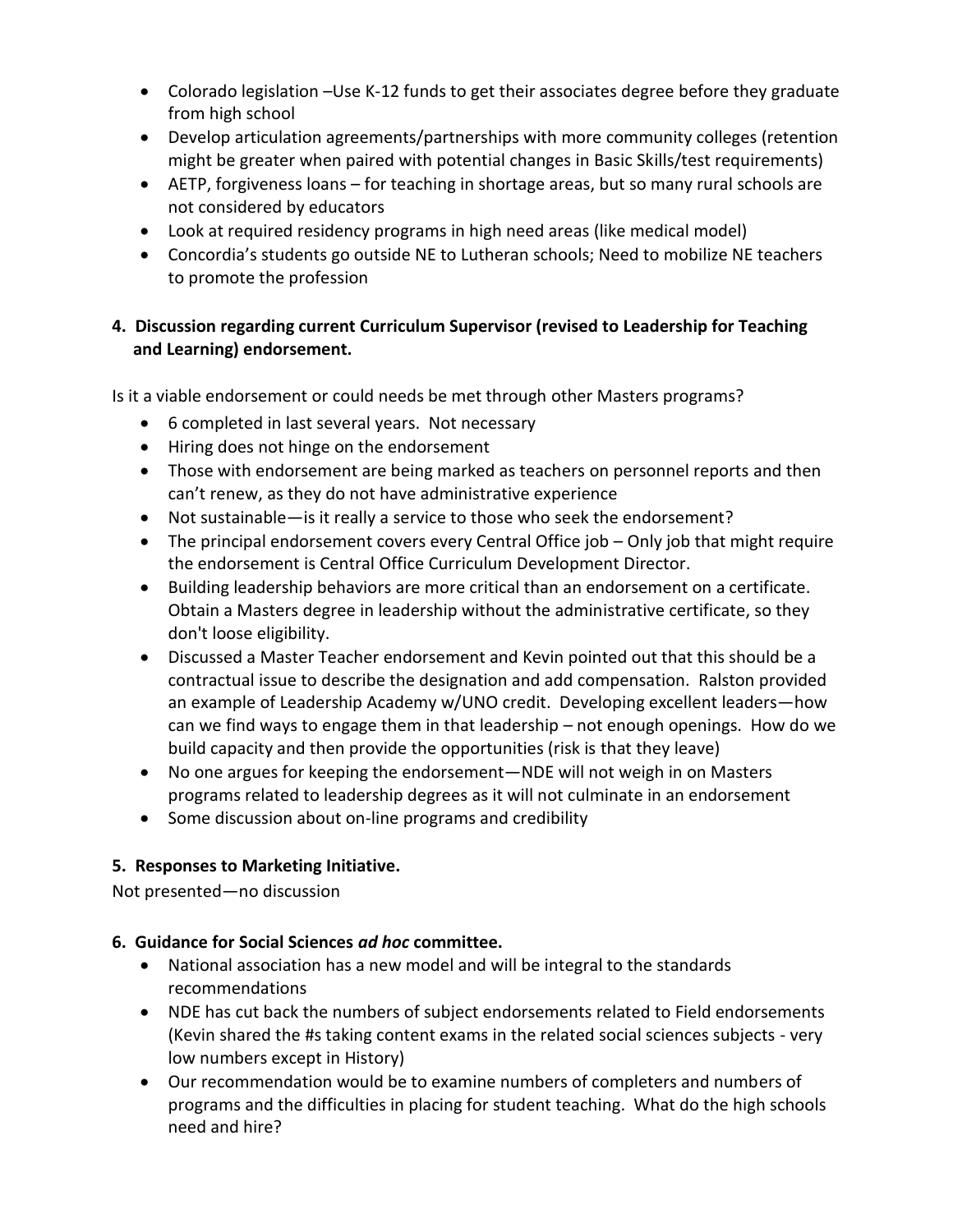- Colorado legislation –Use K-12 funds to get their associates degree before they graduate from high school
- Develop articulation agreements/partnerships with more community colleges (retention might be greater when paired with potential changes in Basic Skills/test requirements)
- AETP, forgiveness loans – for teaching in shortage areas, but so many rural schools are not considered by educators
- Look at required residency programs in high need areas (like medical model)
- Concordia's students go outside NE to Lutheran schools; Need to mobilize NE teachers to promote the profession

**4. Discussion regarding current Curriculum Supervisor (revised to Leadership for Teaching and Learning) endorsement.**

Is it a viable endorsement or could needs be met through other Masters programs?

- 6 completed in last several years. Not necessary
- Hiring does not hinge on the endorsement
- Those with endorsement are being marked as teachers on personnel reports and then can't renew, as they do not have administrative experience
- Not sustainable—is it really a service to those who seek the endorsement?
- The principal endorsement covers every Central Office job – Only job that might require the endorsement is Central Office Curriculum Development Director.
- Building leadership behaviors are more critical than an endorsement on a certificate. Obtain a Masters degree in leadership without the administrative certificate, so they don't loose eligibility.
- Discussed a Master Teacher endorsement and Kevin pointed out that this should be a contractual issue to describe the designation and add compensation. Ralston provided an example of Leadership Academy w/UNO credit. Developing excellent leaders—how can we find ways to engage them in that leadership – not enough openings. How do we build capacity and then provide the opportunities (risk is that they leave)
- No one argues for keeping the endorsement—NDE will not weigh in on Masters programs related to leadership degrees as it will not culminate in an endorsement
- Some discussion about on-line programs and credibility

**5. Responses to Marketing Initiative.**

Not presented—no discussion

**6. Guidance for Social Sciences *ad hoc* committee.**

- National association has a new model and will be integral to the standards recommendations
- NDE has cut back the numbers of subject endorsements related to Field endorsements (Kevin shared the #s taking content exams in the related social sciences subjects - very low numbers except in History)
- Our recommendation would be to examine numbers of completers and numbers of programs and the difficulties in placing for student teaching. What do the high schools need and hire?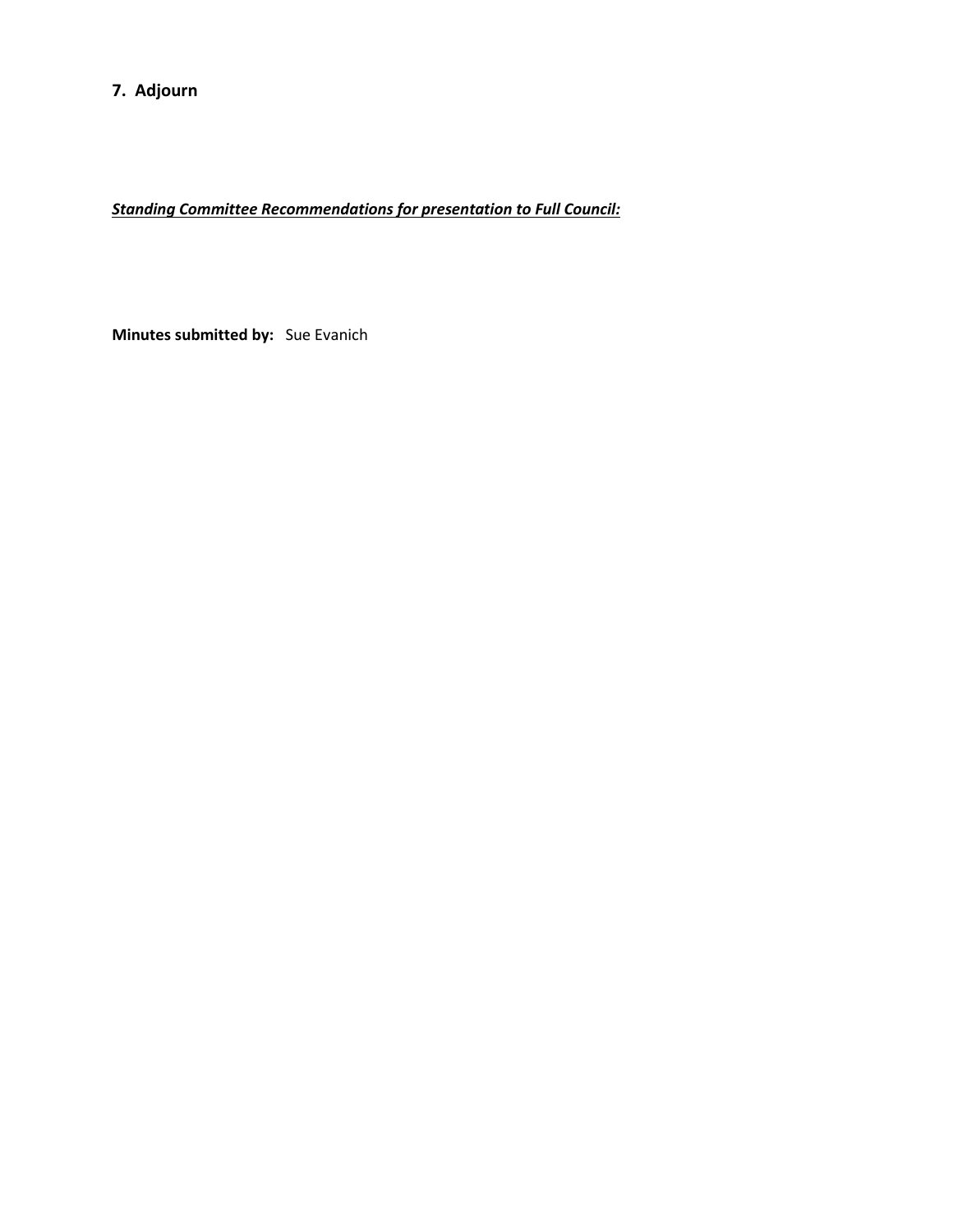## 7. Adjourn

***<u>Standing Committee Recommendations for presentation to Full Council:</u>***

**Minutes submitted by:** Sue Evanich